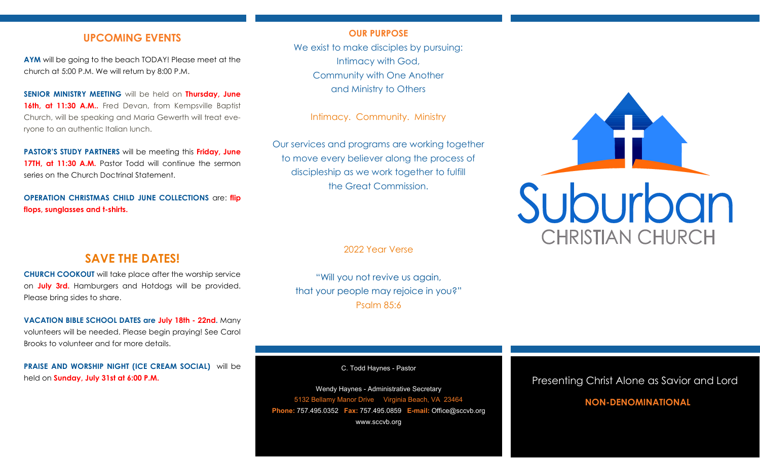## UPCOMING EVENTS

**AYM** will be going to the beach TODAY! Please meet at the church at 5:00 P.M. We will return by 8:00 P.M.

**SENIOR MINISTRY MEETING** will be held on **Thursday, June 16th, at 11:30 A.M..** Fred Devan, from Kempsville Baptist Church, will be speaking and Maria Gewerth will treat everyone to an authentic Italian lunch.

**PASTOR'S STUDY PARTNERS** will be meeting this **Friday, June 17TH, at 11:30 A.M.** Pastor Todd will continue the sermon series on the Church Doctrinal Statement.

**OPERATION CHRISTMAS CHILD JUNE COLLECTIONS** are: **flip flops, sunglasses and t-shirts.**

## SAVE THE DATES!

**CHURCH COOKOUT** will take place after the worship service on **July 3rd.** Hamburgers and Hotdogs will be provided. Please bring sides to share.

**VACATION BIBLE SCHOOL DATES are July 18th - 22nd.** Many volunteers will be needed. Please begin praying! See Carol Brooks to volunteer and for more details.

**PRAISE AND WORSHIP NIGHT (ICE CREAM SOCIAL)** will be held on **Sunday, July 31st at 6:00 P.M.**

## OUR PURPOSE

We exist to make disciples by pursuing:
Intimacy with God,
Community with One Another
and Ministry to Others

Intimacy. Community. Ministry

Our services and programs are working together to move every believer along the process of discipleship as we work together to fulfill the Great Commission.

2022 Year Verse

"Will you not revive us again,
that your people may rejoice in you?"
Psalm 85:6

C. Todd Haynes - Pastor

Wendy Haynes - Administrative Secretary
5132 Bellamy Manor Drive Virginia Beach, VA 23464
**Phone:** 757.495.0352 **Fax:** 757.495.0859 **E-mail:** Office@sccvb.org
www.sccvb.org

# Suburban
## CHRISTIAN CHURCH

Presenting Christ Alone as Savior and Lord

**NON-DENOMINATIONAL**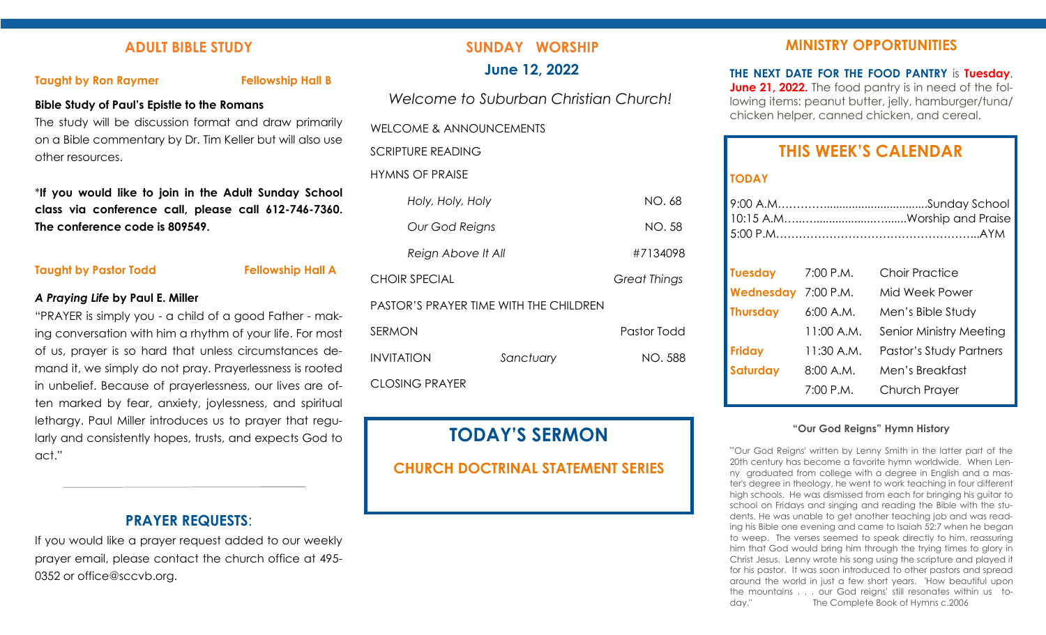## ADULT BIBLE STUDY

**Taught by Ron Raymer** **Fellowship Hall B**

**Bible Study of Paul's Epistle to the Romans**

The study will be discussion format and draw primarily on a Bible commentary by Dr. Tim Keller but will also use other resources.

**\*If you would like to join in the Adult Sunday School class via conference call, please call 612-746-7360. The conference code is 809549.**

**Taught by Pastor Todd** **Fellowship Hall A**

***A Praying Life* by Paul E. Miller**

"PRAYER is simply you - a child of a good Father - making conversation with him a rhythm of your life. For most of us, prayer is so hard that unless circumstances demand it, we simply do not pray. Prayerlessness is rooted in unbelief. Because of prayerlessness, our lives are often marked by fear, anxiety, joylessness, and spiritual lethargy. Paul Miller introduces us to prayer that regularly and consistently hopes, trusts, and expects God to act."

## PRAYER REQUESTS:

If you would like a prayer request added to our weekly prayer email, please contact the church office at 495-0352 or office@sccvb.org.

## SUNDAY WORSHIP

### June 12, 2022

*Welcome to Suburban Christian Church!*

WELCOME & ANNOUNCEMENTS

SCRIPTURE READING

HYMNS OF PRAISE

| | |
|---|---|
| *Holy, Holy, Holy* | NO. 68 |
| *Our God Reigns* | NO. 58 |
| *Reign Above It All* | #7134098 |

CHOIR SPECIAL — *Great Things*

PASTOR'S PRAYER TIME WITH THE CHILDREN

SERMON — Pastor Todd

INVITATION — *Sanctuary* — NO. 588

CLOSING PRAYER

## TODAY'S SERMON

### CHURCH DOCTRINAL STATEMENT SERIES

## MINISTRY OPPORTUNITIES

**THE NEXT DATE FOR THE FOOD PANTRY** is **Tuesday, June 21, 2022.** The food pantry is in need of the following items: peanut butter, jelly, hamburger/tuna/chicken helper, canned chicken, and cereal.

## THIS WEEK'S CALENDAR

**TODAY**

9:00 A.M.…………...............................Sunday School
10:15 A.M.…..…...................…......Worship and Praise
5:00 P.M.……………………………………………..AYM

| | | |
|---|---|---|
| **Tuesday** | 7:00 P.M. | Choir Practice |
| **Wednesday** | 7:00 P.M. | Mid Week Power |
| **Thursday** | 6:00 A.M. | Men's Bible Study |
| | 11:00 A.M. | Senior Ministry Meeting |
| **Friday** | 11:30 A.M. | Pastor's Study Partners |
| **Saturday** | 8:00 A.M. | Men's Breakfast |
| | 7:00 P.M. | Church Prayer |

**"Our God Reigns" Hymn History**

"'Our God Reigns' written by Lenny Smith in the latter part of the 20th century has become a favorite hymn worldwide. When Lenny graduated from college with a degree in English and a master's degree in theology, he went to work teaching in four different high schools. He was dismissed from each for bringing his guitar to school on Fridays and singing and reading the Bible with the students. He was unable to get another teaching job and was reading his Bible one evening and came to Isaiah 52:7 when he began to weep. The verses seemed to speak directly to him, reassuring him that God would bring him through the trying times to glory in Christ Jesus. Lenny wrote his song using the scripture and played it for his pastor. It was soon introduced to other pastors and spread around the world in just a few short years. 'How beautiful upon the mountains . . . our God reigns' still resonates within us today." The Complete Book of Hymns c.2006